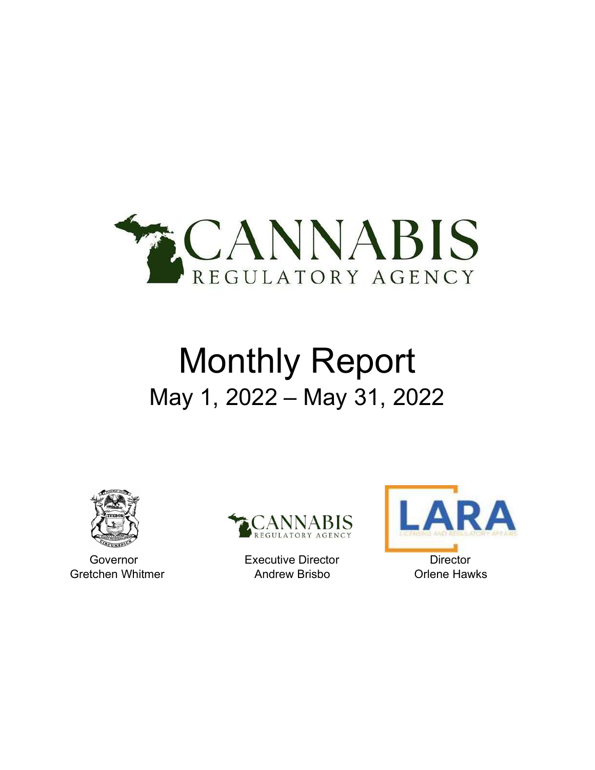# CANNABIS REGULATORY AGENCY

# Monthly Report

## May 1, 2022 – May 31, 2022

Governor
Gretchen Whitmer

Executive Director
Andrew Brisbo

Director
Orlene Hawks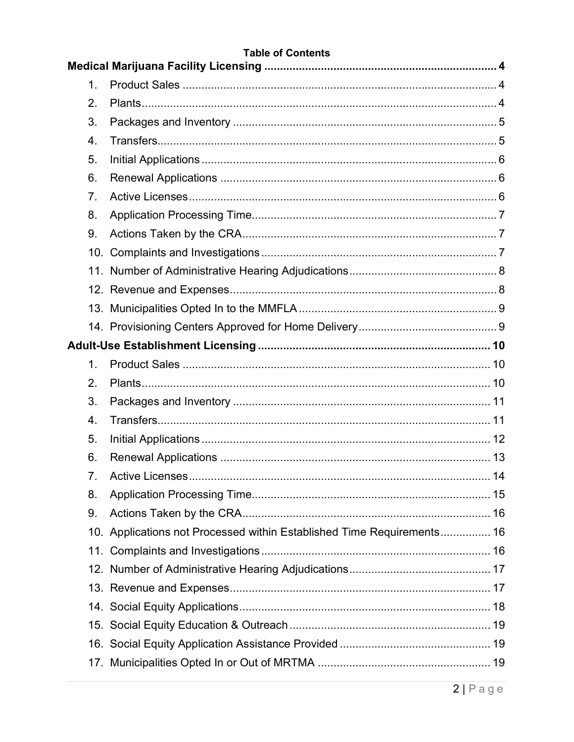**Table of Contents**

**Medical Marijuana Facility Licensing ..... 4**

1. Product Sales ..... 4
2. Plants ..... 4
3. Packages and Inventory ..... 5
4. Transfers ..... 5
5. Initial Applications ..... 6
6. Renewal Applications ..... 6
7. Active Licenses ..... 6
8. Application Processing Time ..... 7
9. Actions Taken by the CRA ..... 7
10. Complaints and Investigations ..... 7
11. Number of Administrative Hearing Adjudications ..... 8
12. Revenue and Expenses ..... 8
13. Municipalities Opted In to the MMFLA ..... 9
14. Provisioning Centers Approved for Home Delivery ..... 9

**Adult-Use Establishment Licensing ..... 10**

1. Product Sales ..... 10
2. Plants ..... 10
3. Packages and Inventory ..... 11
4. Transfers ..... 11
5. Initial Applications ..... 12
6. Renewal Applications ..... 13
7. Active Licenses ..... 14
8. Application Processing Time ..... 15
9. Actions Taken by the CRA ..... 16
10. Applications not Processed within Established Time Requirements ..... 16
11. Complaints and Investigations ..... 16
12. Number of Administrative Hearing Adjudications ..... 17
13. Revenue and Expenses ..... 17
14. Social Equity Applications ..... 18
15. Social Equity Education & Outreach ..... 19
16. Social Equity Application Assistance Provided ..... 19
17. Municipalities Opted In or Out of MRTMA ..... 19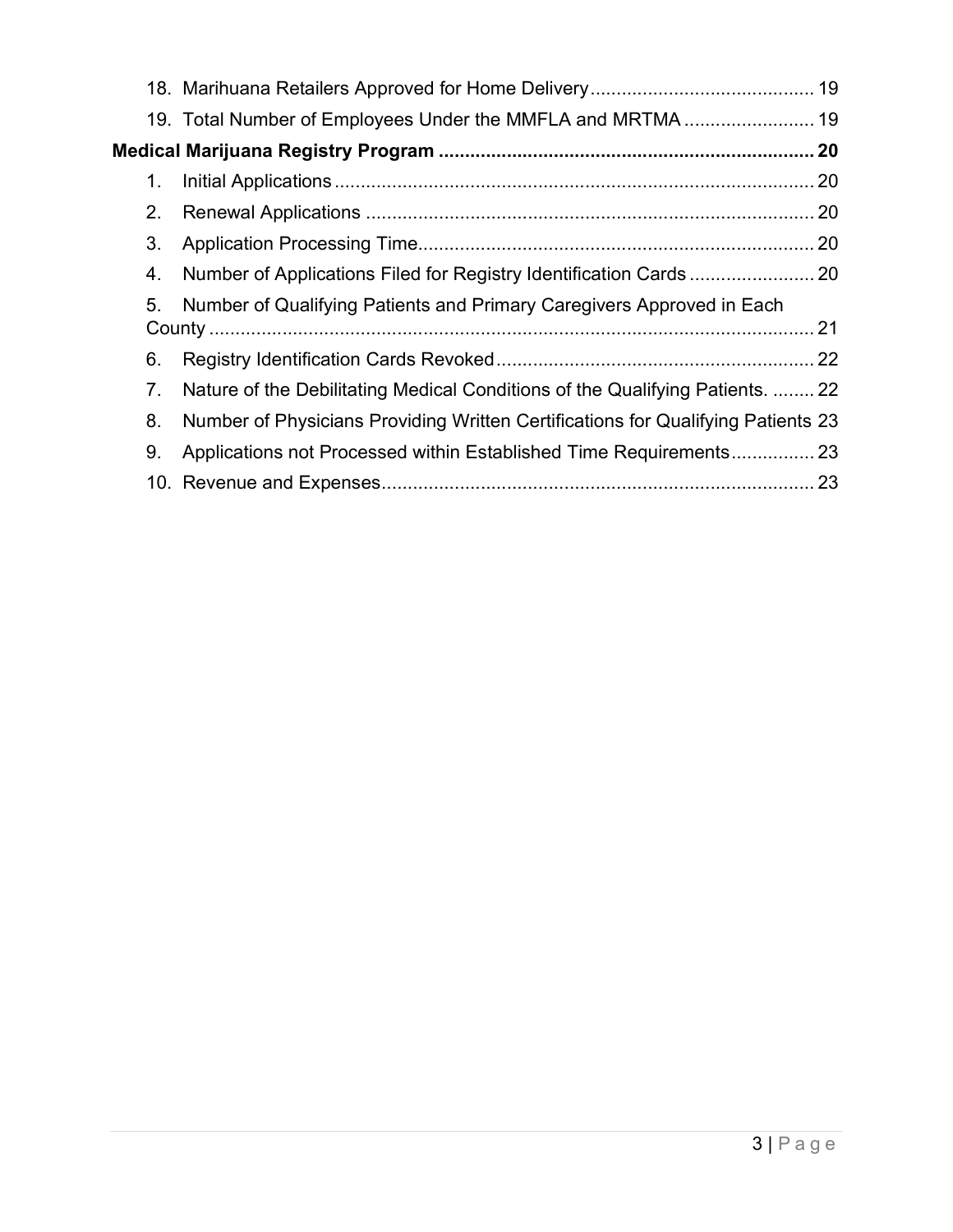18. Marihuana Retailers Approved for Home Delivery .......................................... 19
19. Total Number of Employees Under the MMFLA and MRTMA ......................... 19

**Medical Marijuana Registry Program ....................................................................... 20**

1. Initial Applications ........................................................................................... 20
2. Renewal Applications ...................................................................................... 20
3. Application Processing Time............................................................................ 20
4. Number of Applications Filed for Registry Identification Cards ........................ 20
5. Number of Qualifying Patients and Primary Caregivers Approved in Each County ..................................................................................................................... 21
6. Registry Identification Cards Revoked ............................................................. 22
7. Nature of the Debilitating Medical Conditions of the Qualifying Patients. ........ 22
8. Number of Physicians Providing Written Certifications for Qualifying Patients 23
9. Applications not Processed within Established Time Requirements................ 23
10. Revenue and Expenses................................................................................... 23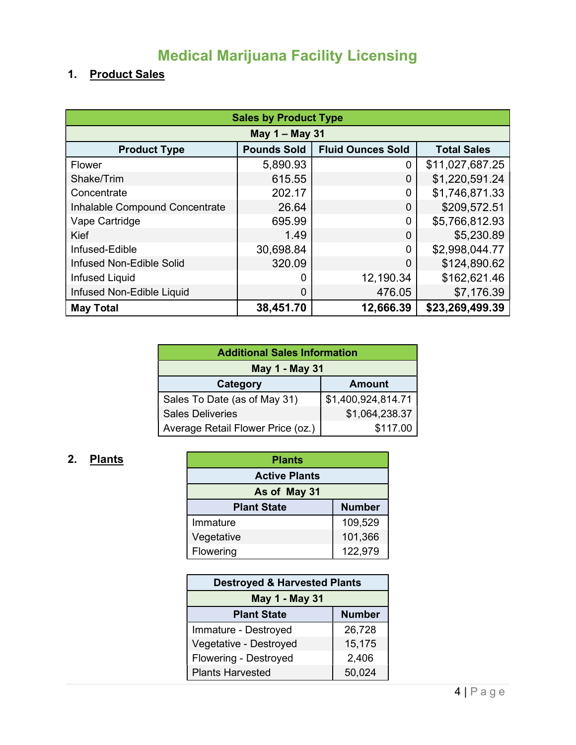# Medical Marijuana Facility Licensing

## 1. Product Sales

| Sales by Product Type | | | |
|---|---|---|---|
| May 1 – May 31 | | | |
| **Product Type** | **Pounds Sold** | **Fluid Ounces Sold** | **Total Sales** |
| Flower | 5,890.93 | 0 | $11,027,687.25 |
| Shake/Trim | 615.55 | 0 | $1,220,591.24 |
| Concentrate | 202.17 | 0 | $1,746,871.33 |
| Inhalable Compound Concentrate | 26.64 | 0 | $209,572.51 |
| Vape Cartridge | 695.99 | 0 | $5,766,812.93 |
| Kief | 1.49 | 0 | $5,230.89 |
| Infused-Edible | 30,698.84 | 0 | $2,998,044.77 |
| Infused Non-Edible Solid | 320.09 | 0 | $124,890.62 |
| Infused Liquid | 0 | 12,190.34 | $162,621.46 |
| Infused Non-Edible Liquid | 0 | 476.05 | $7,176.39 |
| **May Total** | **38,451.70** | **12,666.39** | **$23,269,499.39** |

| Additional Sales Information | |
|---|---|
| May 1 - May 31 | |
| **Category** | **Amount** |
| Sales To Date (as of May 31) | $1,400,924,814.71 |
| Sales Deliveries | $1,064,238.37 |
| Average Retail Flower Price (oz.) | $117.00 |

## 2. Plants

| Plants | |
|---|---|
| Active Plants | |
| As of May 31 | |
| **Plant State** | **Number** |
| Immature | 109,529 |
| Vegetative | 101,366 |
| Flowering | 122,979 |

| Destroyed & Harvested Plants | |
|---|---|
| May 1 - May 31 | |
| **Plant State** | **Number** |
| Immature - Destroyed | 26,728 |
| Vegetative - Destroyed | 15,175 |
| Flowering - Destroyed | 2,406 |
| Plants Harvested | 50,024 |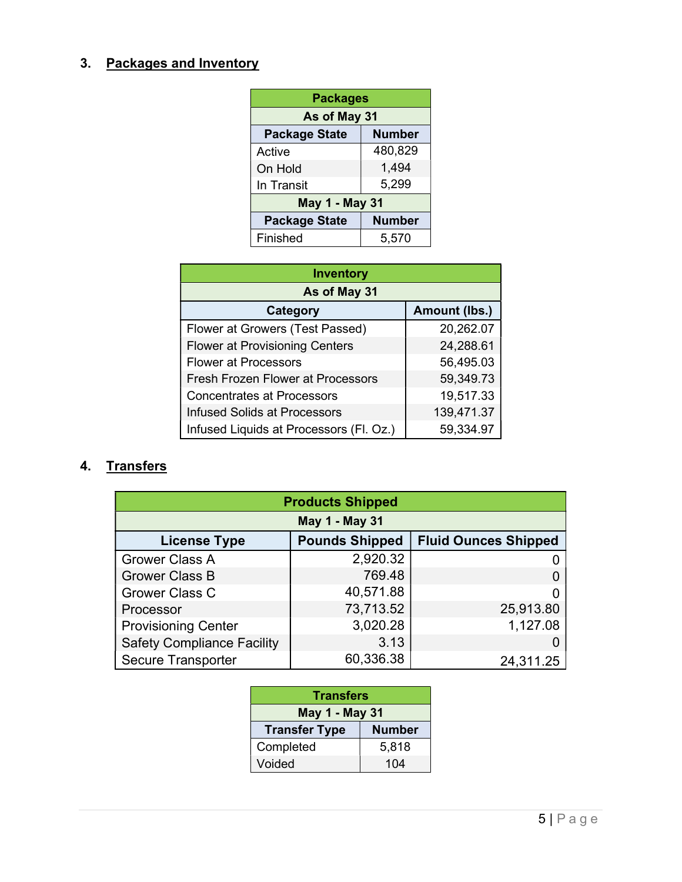## 3. Packages and Inventory

| Packages | |
|---|---|
| **As of May 31** | |
| **Package State** | **Number** |
| Active | 480,829 |
| On Hold | 1,494 |
| In Transit | 5,299 |
| **May 1 - May 31** | |
| **Package State** | **Number** |
| Finished | 5,570 |

| Inventory | |
|---|---|
| **As of May 31** | |
| **Category** | **Amount (lbs.)** |
| Flower at Growers (Test Passed) | 20,262.07 |
| Flower at Provisioning Centers | 24,288.61 |
| Flower at Processors | 56,495.03 |
| Fresh Frozen Flower at Processors | 59,349.73 |
| Concentrates at Processors | 19,517.33 |
| Infused Solids at Processors | 139,471.37 |
| Infused Liquids at Processors (Fl. Oz.) | 59,334.97 |

## 4. Transfers

| Products Shipped | | |
|---|---|---|
| **May 1 - May 31** | | |
| **License Type** | **Pounds Shipped** | **Fluid Ounces Shipped** |
| Grower Class A | 2,920.32 | 0 |
| Grower Class B | 769.48 | 0 |
| Grower Class C | 40,571.88 | 0 |
| Processor | 73,713.52 | 25,913.80 |
| Provisioning Center | 3,020.28 | 1,127.08 |
| Safety Compliance Facility | 3.13 | 0 |
| Secure Transporter | 60,336.38 | 24,311.25 |

| Transfers | |
|---|---|
| **May 1 - May 31** | |
| **Transfer Type** | **Number** |
| Completed | 5,818 |
| Voided | 104 |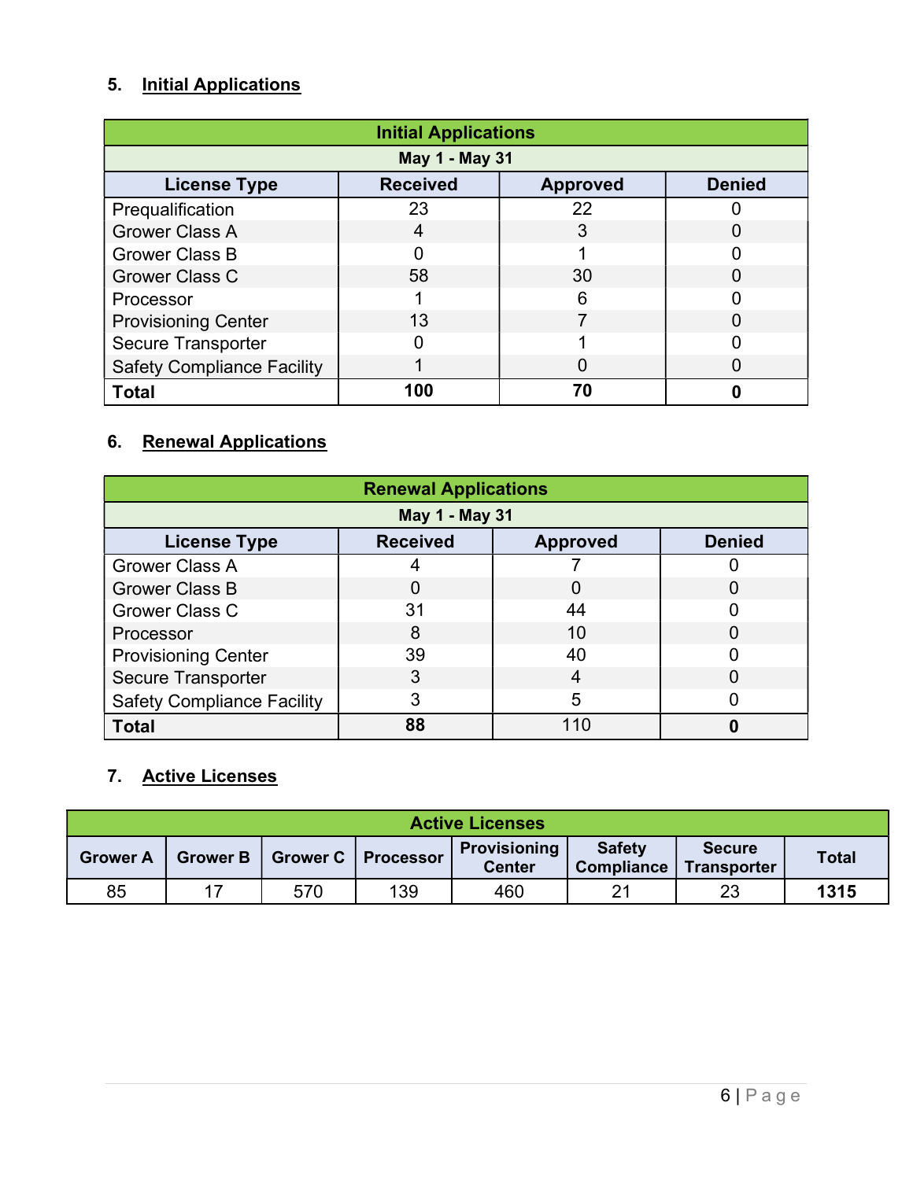## 5. Initial Applications

| Initial Applications | | | |
|---|---|---|---|
| **May 1 - May 31** | | | |
| **License Type** | **Received** | **Approved** | **Denied** |
| Prequalification | 23 | 22 | 0 |
| Grower Class A | 4 | 3 | 0 |
| Grower Class B | 0 | 1 | 0 |
| Grower Class C | 58 | 30 | 0 |
| Processor | 1 | 6 | 0 |
| Provisioning Center | 13 | 7 | 0 |
| Secure Transporter | 0 | 1 | 0 |
| Safety Compliance Facility | 1 | 0 | 0 |
| **Total** | **100** | **70** | **0** |

## 6. Renewal Applications

| Renewal Applications | | | |
|---|---|---|---|
| **May 1 - May 31** | | | |
| **License Type** | **Received** | **Approved** | **Denied** |
| Grower Class A | 4 | 7 | 0 |
| Grower Class B | 0 | 0 | 0 |
| Grower Class C | 31 | 44 | 0 |
| Processor | 8 | 10 | 0 |
| Provisioning Center | 39 | 40 | 0 |
| Secure Transporter | 3 | 4 | 0 |
| Safety Compliance Facility | 3 | 5 | 0 |
| **Total** | **88** | 110 | **0** |

## 7. Active Licenses

| Active Licenses | | | | | | | |
|---|---|---|---|---|---|---|---|
| **Grower A** | **Grower B** | **Grower C** | **Processor** | **Provisioning Center** | **Safety Compliance** | **Secure Transporter** | **Total** |
| 85 | 17 | 570 | 139 | 460 | 21 | 23 | **1315** |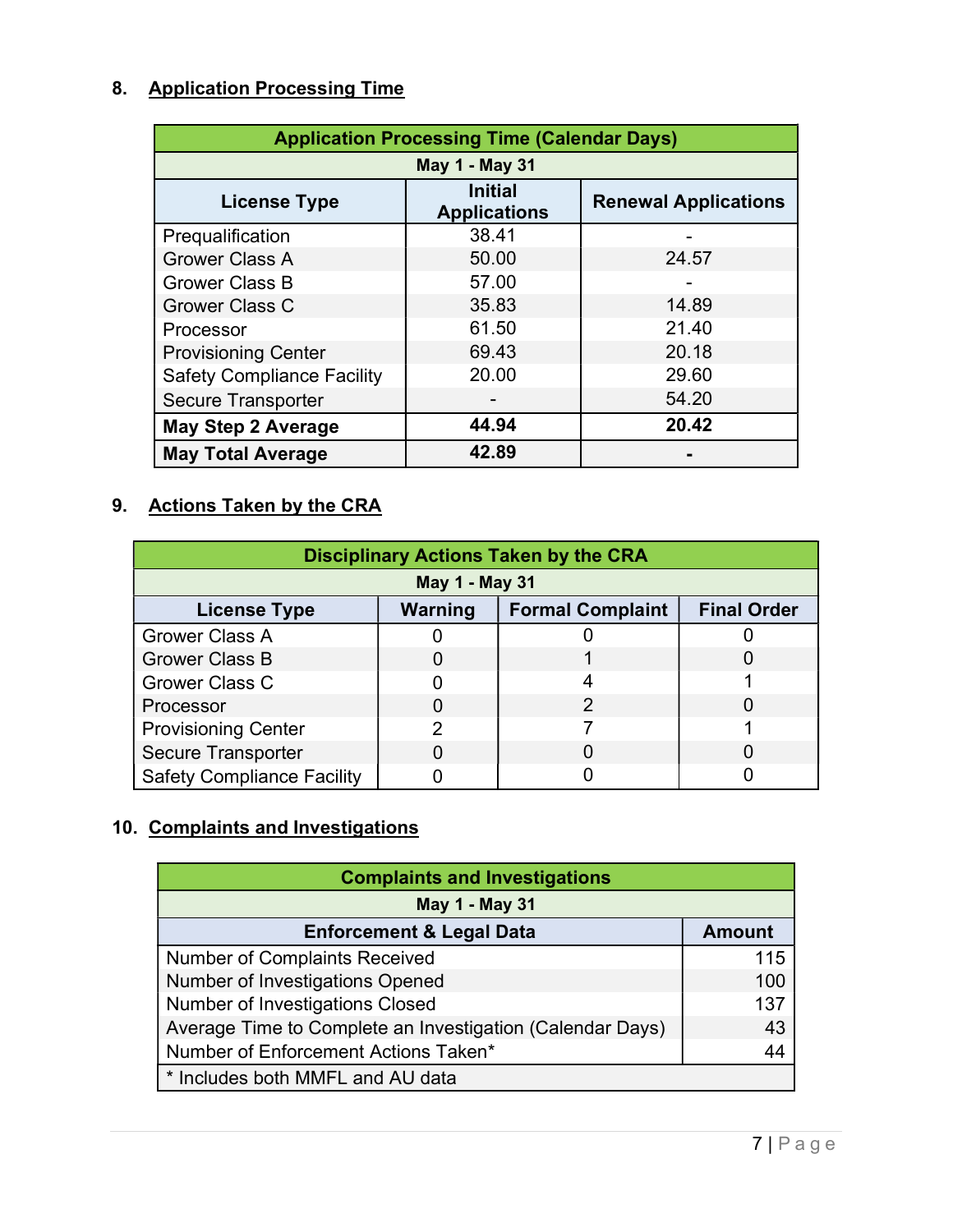## 8. Application Processing Time

| Application Processing Time (Calendar Days) | | |
|---|---|---|
| May 1 - May 31 | | |
| **License Type** | **Initial Applications** | **Renewal Applications** |
| Prequalification | 38.41 | - |
| Grower Class A | 50.00 | 24.57 |
| Grower Class B | 57.00 | - |
| Grower Class C | 35.83 | 14.89 |
| Processor | 61.50 | 21.40 |
| Provisioning Center | 69.43 | 20.18 |
| Safety Compliance Facility | 20.00 | 29.60 |
| Secure Transporter | - | 54.20 |
| **May Step 2 Average** | **44.94** | **20.42** |
| **May Total Average** | **42.89** | **-** |

## 9. Actions Taken by the CRA

| Disciplinary Actions Taken by the CRA | | | |
|---|---|---|---|
| May 1 - May 31 | | | |
| **License Type** | **Warning** | **Formal Complaint** | **Final Order** |
| Grower Class A | 0 | 0 | 0 |
| Grower Class B | 0 | 1 | 0 |
| Grower Class C | 0 | 4 | 1 |
| Processor | 0 | 2 | 0 |
| Provisioning Center | 2 | 7 | 1 |
| Secure Transporter | 0 | 0 | 0 |
| Safety Compliance Facility | 0 | 0 | 0 |

## 10. Complaints and Investigations

| Complaints and Investigations | |
|---|---|
| May 1 - May 31 | |
| **Enforcement & Legal Data** | **Amount** |
| Number of Complaints Received | 115 |
| Number of Investigations Opened | 100 |
| Number of Investigations Closed | 137 |
| Average Time to Complete an Investigation (Calendar Days) | 43 |
| Number of Enforcement Actions Taken* | 44 |
| * Includes both MMFL and AU data | |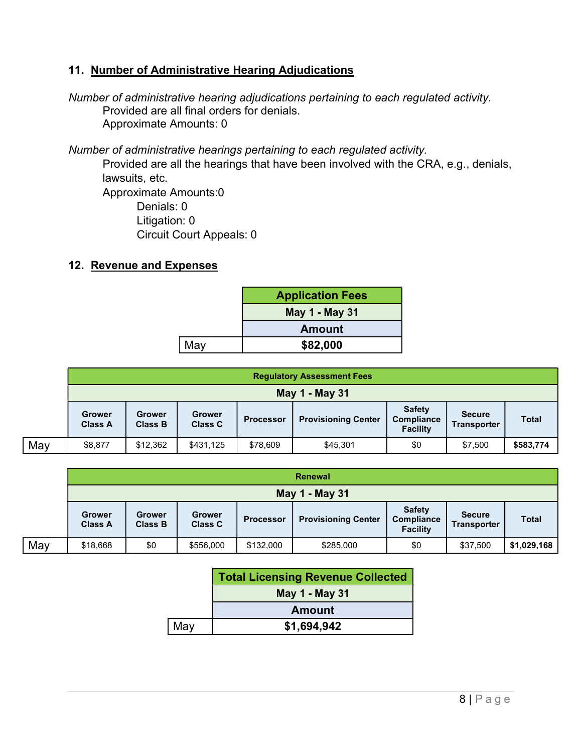### 11. Number of Administrative Hearing Adjudications

*Number of administrative hearing adjudications pertaining to each regulated activity.*

Provided are all final orders for denials.
Approximate Amounts: 0

*Number of administrative hearings pertaining to each regulated activity.*

Provided are all the hearings that have been involved with the CRA, e.g., denials, lawsuits, etc.
Approximate Amounts:0

Denials: 0
Litigation: 0
Circuit Court Appeals: 0

### 12. Revenue and Expenses

| | Application Fees |
|---|---|
| | May 1 - May 31 |
| | Amount |
| May | **$82,000** |

| | Regulatory Assessment Fees | | | | | | | |
|---|---|---|---|---|---|---|---|---|
| | May 1 - May 31 | | | | | | | |
| | Grower Class A | Grower Class B | Grower Class C | Processor | Provisioning Center | Safety Compliance Facility | Secure Transporter | Total |
| May | $8,877 | $12,362 | $431,125 | $78,609 | $45,301 | $0 | $7,500 | **$583,774** |

| | Renewal | | | | | | | |
|---|---|---|---|---|---|---|---|---|
| | May 1 - May 31 | | | | | | | |
| | Grower Class A | Grower Class B | Grower Class C | Processor | Provisioning Center | Safety Compliance Facility | Secure Transporter | Total |
| May | $18,668 | $0 | $556,000 | $132,000 | $285,000 | $0 | $37,500 | **$1,029,168** |

| | Total Licensing Revenue Collected |
|---|---|
| | May 1 - May 31 |
| | Amount |
| May | **$1,694,942** |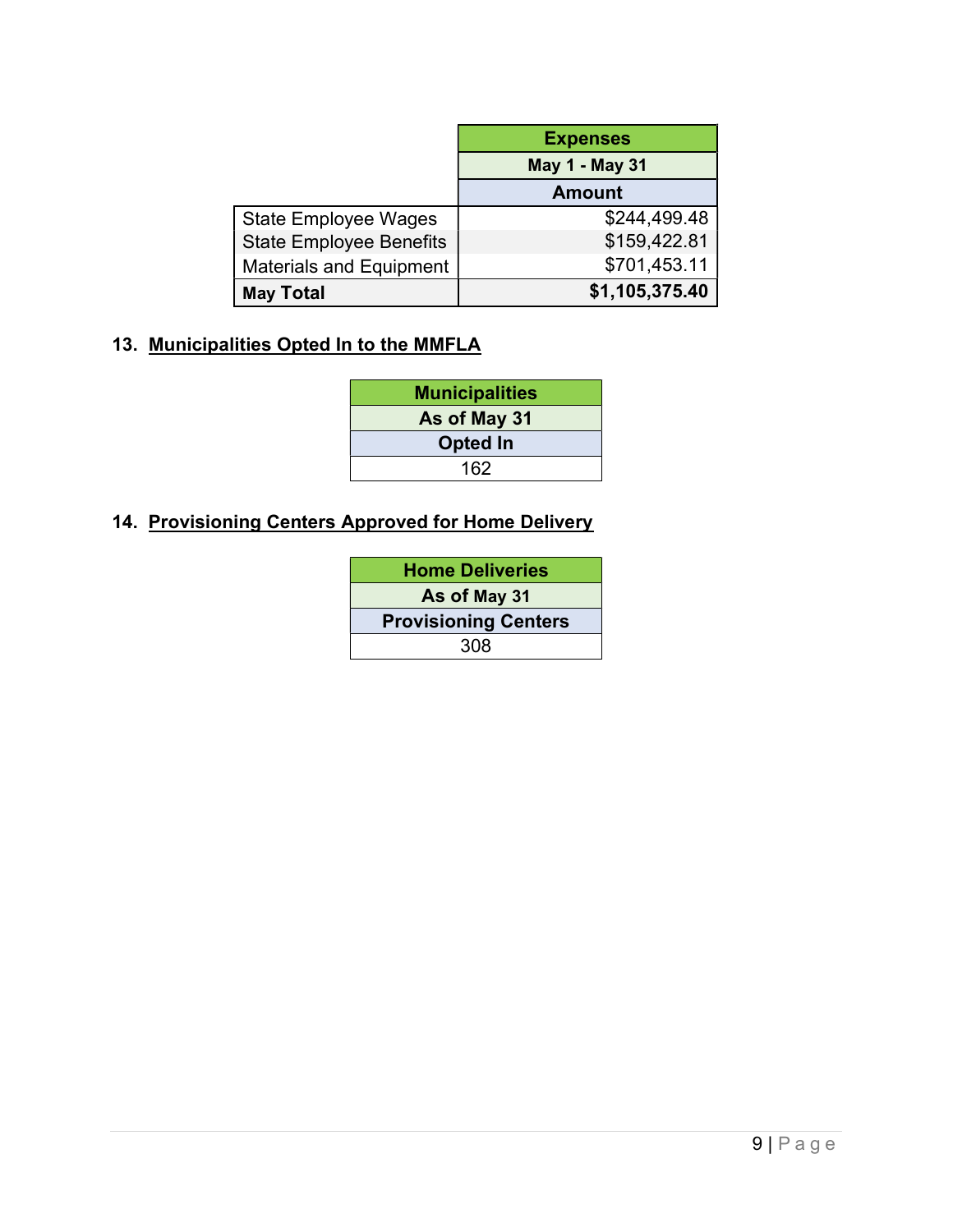| | Expenses |
|---|---|
| | May 1 - May 31 |
| | Amount |
| State Employee Wages | $244,499.48 |
| State Employee Benefits | $159,422.81 |
| Materials and Equipment | $701,453.11 |
| **May Total** | **$1,105,375.40** |

## 13. Municipalities Opted In to the MMFLA

| Municipalities |
|---|
| As of May 31 |
| Opted In |
| 162 |

## 14. Provisioning Centers Approved for Home Delivery

| Home Deliveries |
|---|
| As of May 31 |
| Provisioning Centers |
| 308 |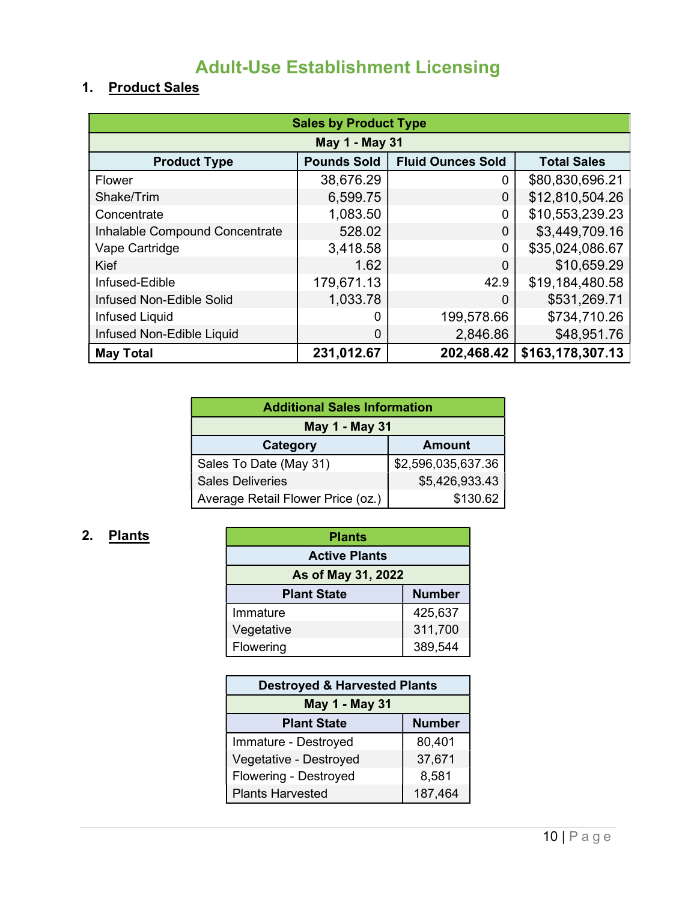# Adult-Use Establishment Licensing

## 1. Product Sales

| Sales by Product Type | | | |
|---|---|---|---|
| May 1 - May 31 | | | |
| **Product Type** | **Pounds Sold** | **Fluid Ounces Sold** | **Total Sales** |
| Flower | 38,676.29 | 0 | $80,830,696.21 |
| Shake/Trim | 6,599.75 | 0 | $12,810,504.26 |
| Concentrate | 1,083.50 | 0 | $10,553,239.23 |
| Inhalable Compound Concentrate | 528.02 | 0 | $3,449,709.16 |
| Vape Cartridge | 3,418.58 | 0 | $35,024,086.67 |
| Kief | 1.62 | 0 | $10,659.29 |
| Infused-Edible | 179,671.13 | 42.9 | $19,184,480.58 |
| Infused Non-Edible Solid | 1,033.78 | 0 | $531,269.71 |
| Infused Liquid | 0 | 199,578.66 | $734,710.26 |
| Infused Non-Edible Liquid | 0 | 2,846.86 | $48,951.76 |
| **May Total** | **231,012.67** | **202,468.42** | **$163,178,307.13** |

| Additional Sales Information | |
|---|---|
| May 1 - May 31 | |
| **Category** | **Amount** |
| Sales To Date (May 31) | $2,596,035,637.36 |
| Sales Deliveries | $5,426,933.43 |
| Average Retail Flower Price (oz.) | $130.62 |

## 2. Plants

| Plants | |
|---|---|
| Active Plants | |
| As of May 31, 2022 | |
| **Plant State** | **Number** |
| Immature | 425,637 |
| Vegetative | 311,700 |
| Flowering | 389,544 |

| Destroyed & Harvested Plants | |
|---|---|
| May 1 - May 31 | |
| **Plant State** | **Number** |
| Immature - Destroyed | 80,401 |
| Vegetative - Destroyed | 37,671 |
| Flowering - Destroyed | 8,581 |
| Plants Harvested | 187,464 |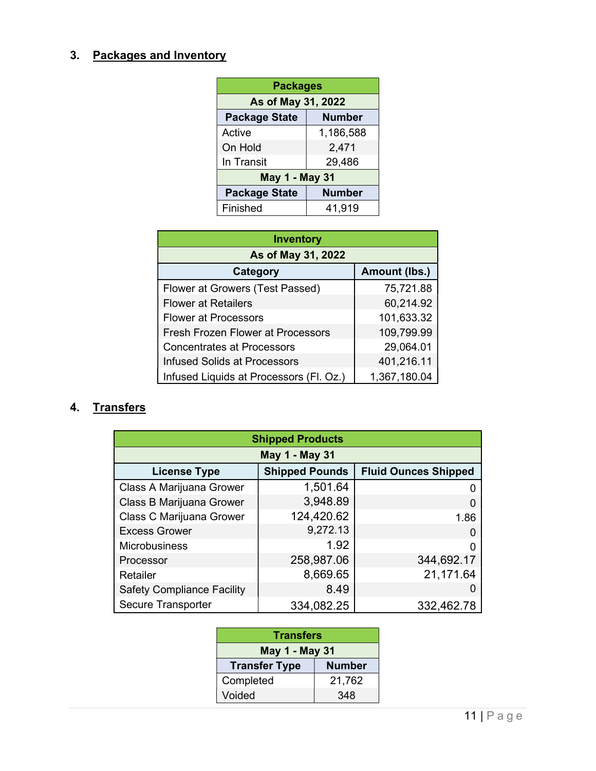## 3. Packages and Inventory

| Packages | |
|---|---|
| **As of May 31, 2022** | |
| **Package State** | **Number** |
| Active | 1,186,588 |
| On Hold | 2,471 |
| In Transit | 29,486 |
| **May 1 - May 31** | |
| **Package State** | **Number** |
| Finished | 41,919 |

| Inventory | |
|---|---|
| **As of May 31, 2022** | |
| **Category** | **Amount (lbs.)** |
| Flower at Growers (Test Passed) | 75,721.88 |
| Flower at Retailers | 60,214.92 |
| Flower at Processors | 101,633.32 |
| Fresh Frozen Flower at Processors | 109,799.99 |
| Concentrates at Processors | 29,064.01 |
| Infused Solids at Processors | 401,216.11 |
| Infused Liquids at Processors (Fl. Oz.) | 1,367,180.04 |

## 4. Transfers

| Shipped Products | | |
|---|---|---|
| **May 1 - May 31** | | |
| **License Type** | **Shipped Pounds** | **Fluid Ounces Shipped** |
| Class A Marijuana Grower | 1,501.64 | 0 |
| Class B Marijuana Grower | 3,948.89 | 0 |
| Class C Marijuana Grower | 124,420.62 | 1.86 |
| Excess Grower | 9,272.13 | 0 |
| Microbusiness | 1.92 | 0 |
| Processor | 258,987.06 | 344,692.17 |
| Retailer | 8,669.65 | 21,171.64 |
| Safety Compliance Facility | 8.49 | 0 |
| Secure Transporter | 334,082.25 | 332,462.78 |

| Transfers | |
|---|---|
| **May 1 - May 31** | |
| **Transfer Type** | **Number** |
| Completed | 21,762 |
| Voided | 348 |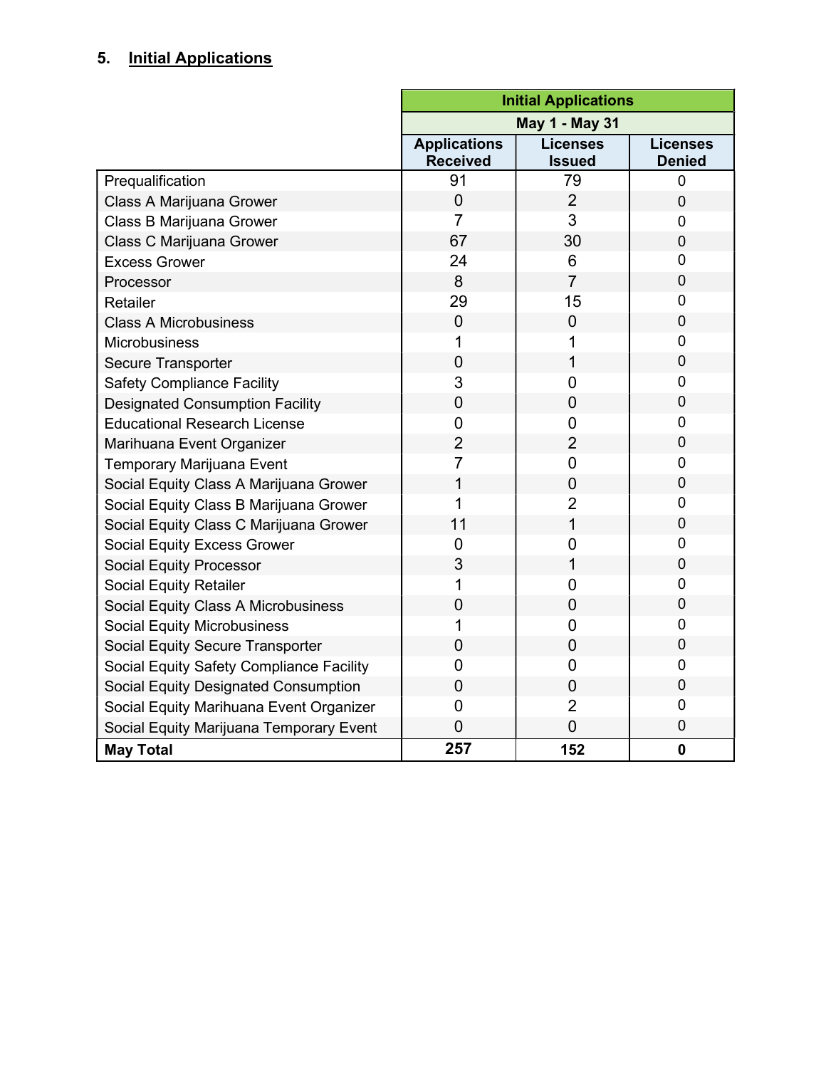## 5. Initial Applications

| | Initial Applications | | |
|---|---|---|---|
| | May 1 - May 31 | | |
| | Applications Received | Licenses Issued | Licenses Denied |
| Prequalification | 91 | 79 | 0 |
| Class A Marijuana Grower | 0 | 2 | 0 |
| Class B Marijuana Grower | 7 | 3 | 0 |
| Class C Marijuana Grower | 67 | 30 | 0 |
| Excess Grower | 24 | 6 | 0 |
| Processor | 8 | 7 | 0 |
| Retailer | 29 | 15 | 0 |
| Class A Microbusiness | 0 | 0 | 0 |
| Microbusiness | 1 | 1 | 0 |
| Secure Transporter | 0 | 1 | 0 |
| Safety Compliance Facility | 3 | 0 | 0 |
| Designated Consumption Facility | 0 | 0 | 0 |
| Educational Research License | 0 | 0 | 0 |
| Marihuana Event Organizer | 2 | 2 | 0 |
| Temporary Marijuana Event | 7 | 0 | 0 |
| Social Equity Class A Marijuana Grower | 1 | 0 | 0 |
| Social Equity Class B Marijuana Grower | 1 | 2 | 0 |
| Social Equity Class C Marijuana Grower | 11 | 1 | 0 |
| Social Equity Excess Grower | 0 | 0 | 0 |
| Social Equity Processor | 3 | 1 | 0 |
| Social Equity Retailer | 1 | 0 | 0 |
| Social Equity Class A Microbusiness | 0 | 0 | 0 |
| Social Equity Microbusiness | 1 | 0 | 0 |
| Social Equity Secure Transporter | 0 | 0 | 0 |
| Social Equity Safety Compliance Facility | 0 | 0 | 0 |
| Social Equity Designated Consumption | 0 | 0 | 0 |
| Social Equity Marihuana Event Organizer | 0 | 2 | 0 |
| Social Equity Marijuana Temporary Event | 0 | 0 | 0 |
| **May Total** | **257** | **152** | **0** |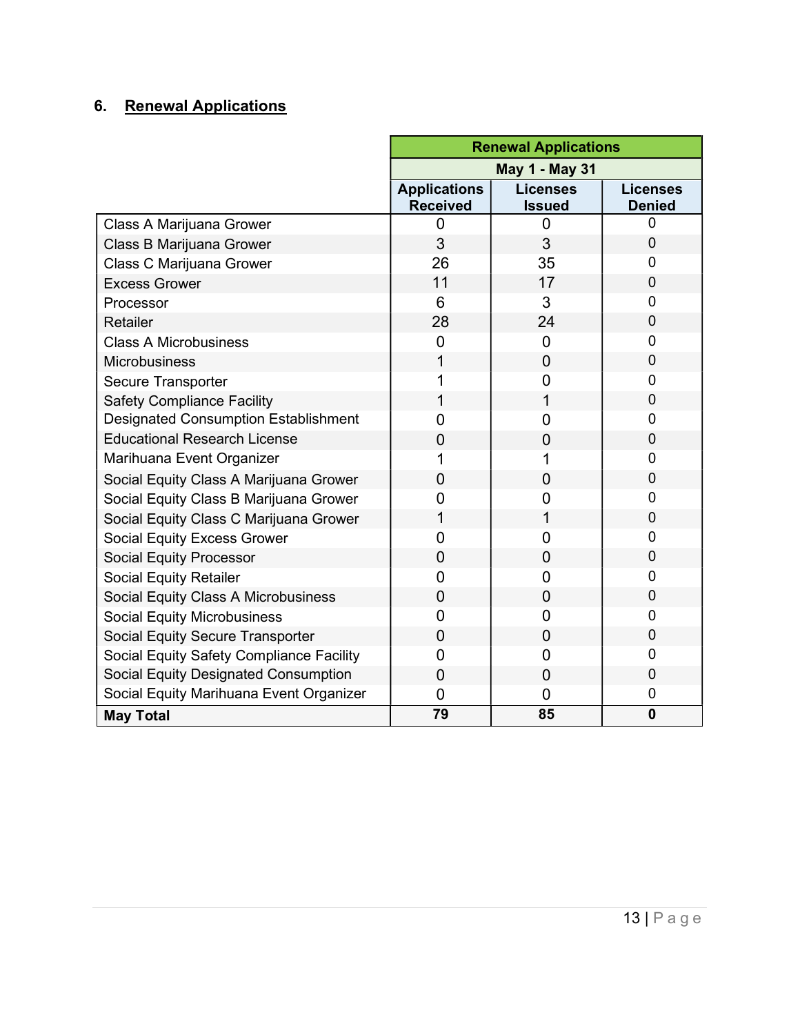## 6. Renewal Applications

| | Renewal Applications | | |
|---|---|---|---|
| | May 1 - May 31 | | |
| | Applications Received | Licenses Issued | Licenses Denied |
| Class A Marijuana Grower | 0 | 0 | 0 |
| Class B Marijuana Grower | 3 | 3 | 0 |
| Class C Marijuana Grower | 26 | 35 | 0 |
| Excess Grower | 11 | 17 | 0 |
| Processor | 6 | 3 | 0 |
| Retailer | 28 | 24 | 0 |
| Class A Microbusiness | 0 | 0 | 0 |
| Microbusiness | 1 | 0 | 0 |
| Secure Transporter | 1 | 0 | 0 |
| Safety Compliance Facility | 1 | 1 | 0 |
| Designated Consumption Establishment | 0 | 0 | 0 |
| Educational Research License | 0 | 0 | 0 |
| Marihuana Event Organizer | 1 | 1 | 0 |
| Social Equity Class A Marijuana Grower | 0 | 0 | 0 |
| Social Equity Class B Marijuana Grower | 0 | 0 | 0 |
| Social Equity Class C Marijuana Grower | 1 | 1 | 0 |
| Social Equity Excess Grower | 0 | 0 | 0 |
| Social Equity Processor | 0 | 0 | 0 |
| Social Equity Retailer | 0 | 0 | 0 |
| Social Equity Class A Microbusiness | 0 | 0 | 0 |
| Social Equity Microbusiness | 0 | 0 | 0 |
| Social Equity Secure Transporter | 0 | 0 | 0 |
| Social Equity Safety Compliance Facility | 0 | 0 | 0 |
| Social Equity Designated Consumption | 0 | 0 | 0 |
| Social Equity Marihuana Event Organizer | 0 | 0 | 0 |
| **May Total** | **79** | **85** | **0** |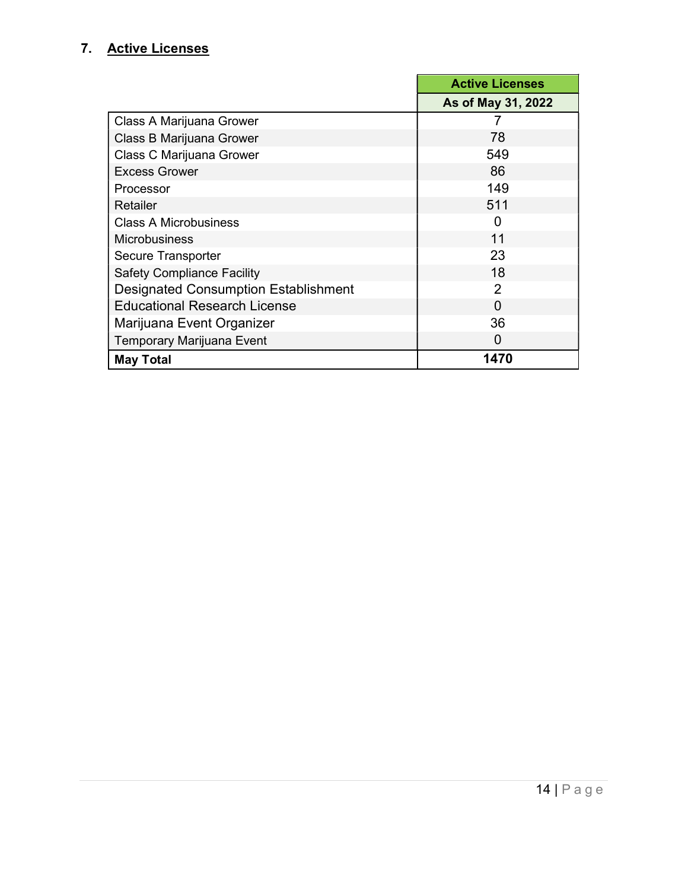## 7. Active Licenses

| | Active Licenses |
|---|---|
| | **As of May 31, 2022** |
| Class A Marijuana Grower | 7 |
| Class B Marijuana Grower | 78 |
| Class C Marijuana Grower | 549 |
| Excess Grower | 86 |
| Processor | 149 |
| Retailer | 511 |
| Class A Microbusiness | 0 |
| Microbusiness | 11 |
| Secure Transporter | 23 |
| Safety Compliance Facility | 18 |
| Designated Consumption Establishment | 2 |
| Educational Research License | 0 |
| Marijuana Event Organizer | 36 |
| Temporary Marijuana Event | 0 |
| **May Total** | **1470** |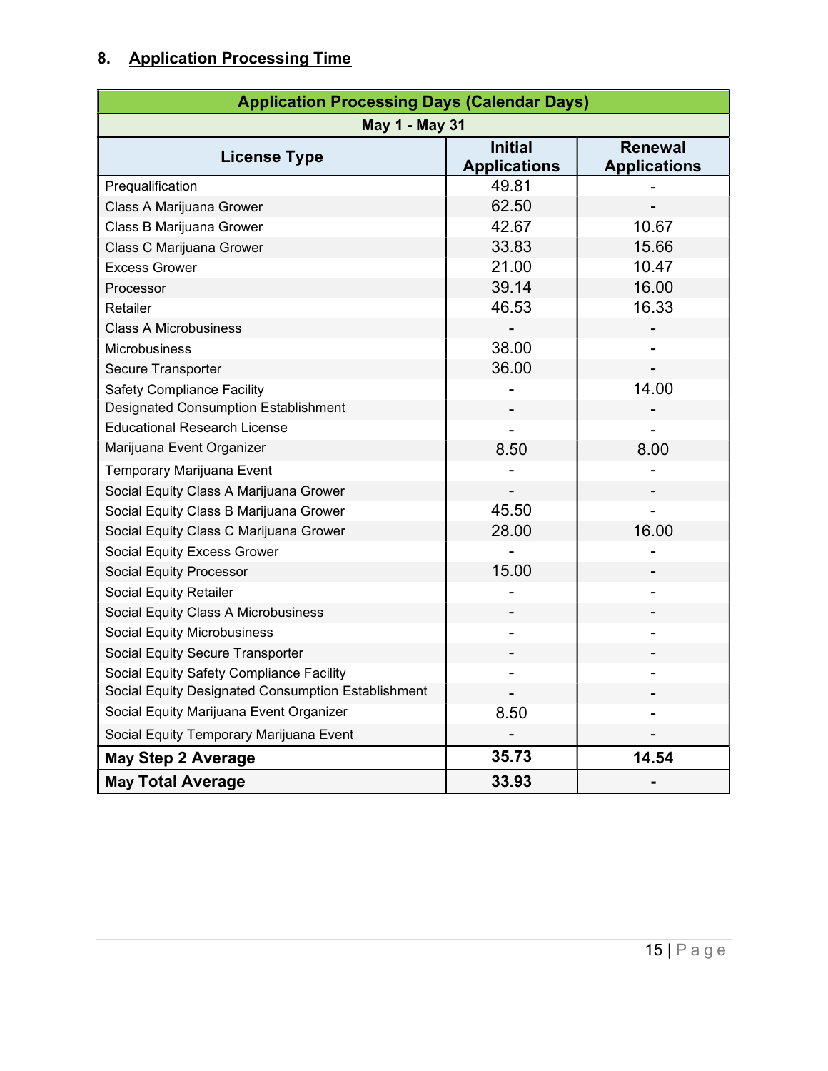## 8. Application Processing Time

| Application Processing Days (Calendar Days) | | |
|---|---|---|
| May 1 - May 31 | | |
| **License Type** | **Initial Applications** | **Renewal Applications** |
| Prequalification | 49.81 | - |
| Class A Marijuana Grower | 62.50 | - |
| Class B Marijuana Grower | 42.67 | 10.67 |
| Class C Marijuana Grower | 33.83 | 15.66 |
| Excess Grower | 21.00 | 10.47 |
| Processor | 39.14 | 16.00 |
| Retailer | 46.53 | 16.33 |
| Class A Microbusiness | - | - |
| Microbusiness | 38.00 | - |
| Secure Transporter | 36.00 | - |
| Safety Compliance Facility | - | 14.00 |
| Designated Consumption Establishment | - | - |
| Educational Research License | - | - |
| Marijuana Event Organizer | 8.50 | 8.00 |
| Temporary Marijuana Event | - | - |
| Social Equity Class A Marijuana Grower | - | - |
| Social Equity Class B Marijuana Grower | 45.50 | - |
| Social Equity Class C Marijuana Grower | 28.00 | 16.00 |
| Social Equity Excess Grower | - | - |
| Social Equity Processor | 15.00 | - |
| Social Equity Retailer | - | - |
| Social Equity Class A Microbusiness | - | - |
| Social Equity Microbusiness | - | - |
| Social Equity Secure Transporter | - | - |
| Social Equity Safety Compliance Facility | - | - |
| Social Equity Designated Consumption Establishment | - | - |
| Social Equity Marijuana Event Organizer | 8.50 | - |
| Social Equity Temporary Marijuana Event | - | - |
| **May Step 2 Average** | **35.73** | **14.54** |
| **May Total Average** | **33.93** | **-** |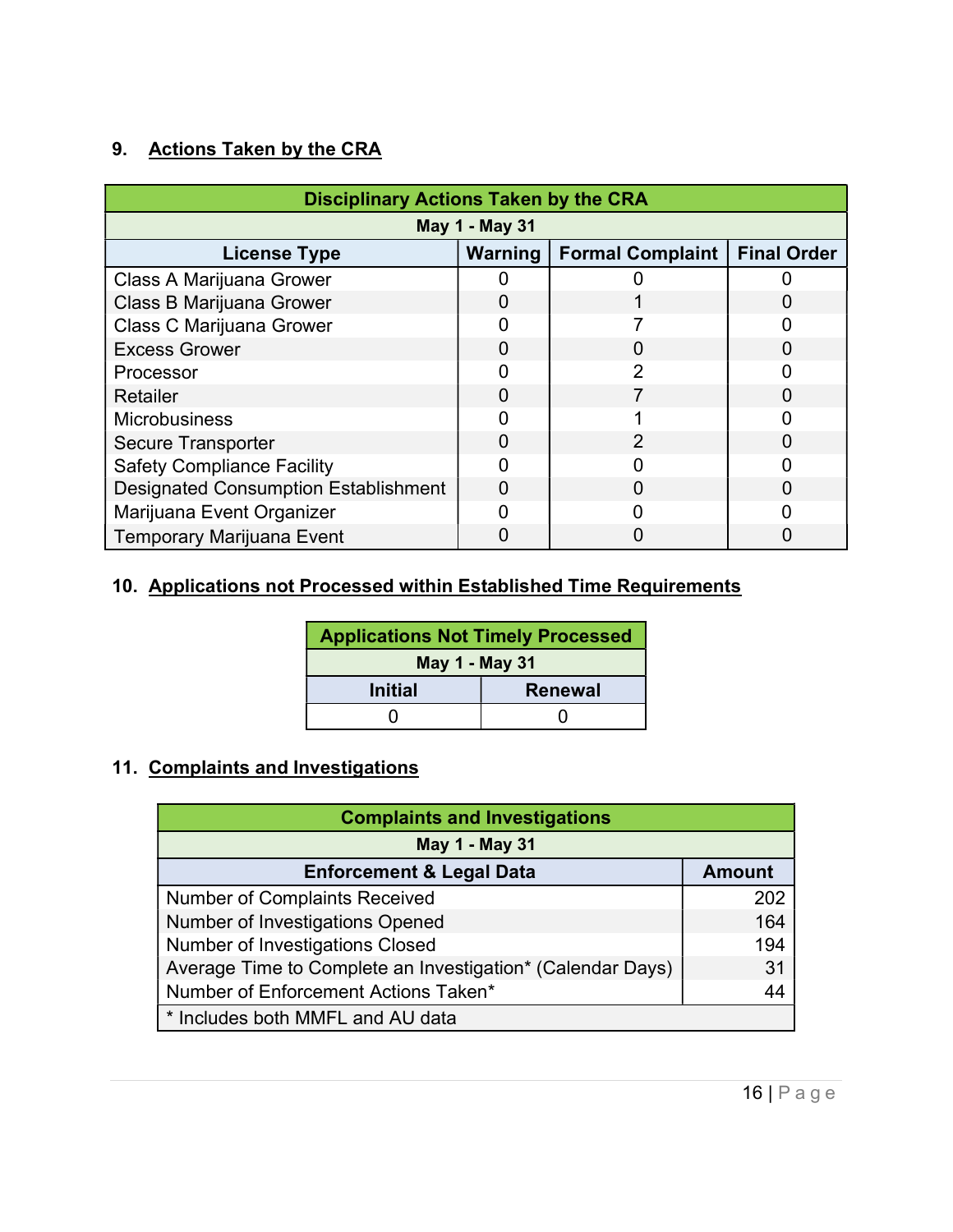## 9. Actions Taken by the CRA

| Disciplinary Actions Taken by the CRA | | | |
|---|---|---|---|
| May 1 - May 31 | | | |
| **License Type** | **Warning** | **Formal Complaint** | **Final Order** |
| Class A Marijuana Grower | 0 | 0 | 0 |
| Class B Marijuana Grower | 0 | 1 | 0 |
| Class C Marijuana Grower | 0 | 7 | 0 |
| Excess Grower | 0 | 0 | 0 |
| Processor | 0 | 2 | 0 |
| Retailer | 0 | 7 | 0 |
| Microbusiness | 0 | 1 | 0 |
| Secure Transporter | 0 | 2 | 0 |
| Safety Compliance Facility | 0 | 0 | 0 |
| Designated Consumption Establishment | 0 | 0 | 0 |
| Marijuana Event Organizer | 0 | 0 | 0 |
| Temporary Marijuana Event | 0 | 0 | 0 |

## 10. Applications not Processed within Established Time Requirements

| Applications Not Timely Processed | |
|---|---|
| May 1 - May 31 | |
| **Initial** | **Renewal** |
| 0 | 0 |

## 11. Complaints and Investigations

| Complaints and Investigations | |
|---|---|
| May 1 - May 31 | |
| **Enforcement & Legal Data** | **Amount** |
| Number of Complaints Received | 202 |
| Number of Investigations Opened | 164 |
| Number of Investigations Closed | 194 |
| Average Time to Complete an Investigation* (Calendar Days) | 31 |
| Number of Enforcement Actions Taken* | 44 |
| * Includes both MMFL and AU data | |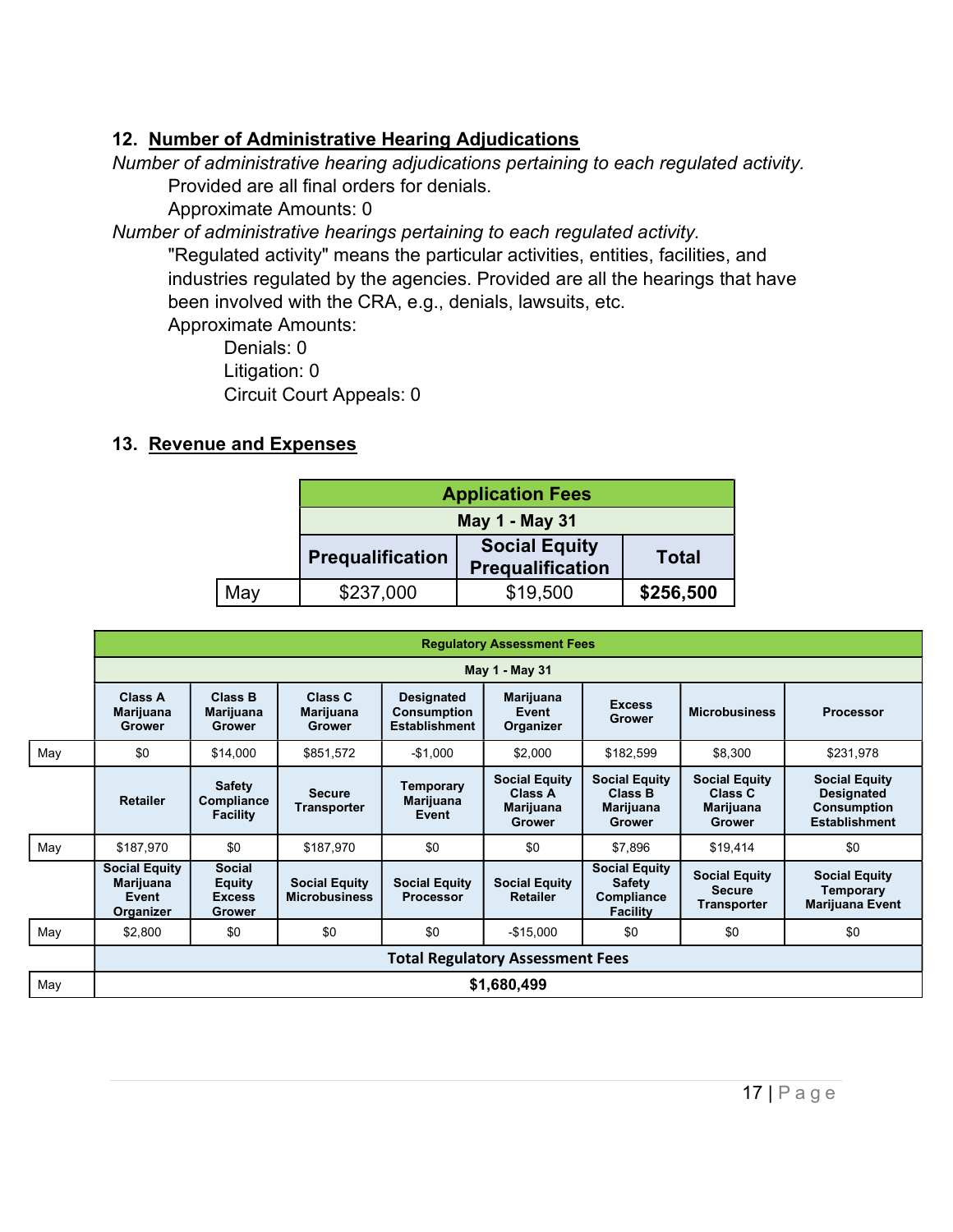## 12. Number of Administrative Hearing Adjudications

*Number of administrative hearing adjudications pertaining to each regulated activity.*

Provided are all final orders for denials.

Approximate Amounts: 0

*Number of administrative hearings pertaining to each regulated activity.*

"Regulated activity" means the particular activities, entities, facilities, and industries regulated by the agencies. Provided are all the hearings that have been involved with the CRA, e.g., denials, lawsuits, etc.

Approximate Amounts:

Denials: 0

Litigation: 0

Circuit Court Appeals: 0

## 13. Revenue and Expenses

| | Application Fees | | |
|---|---|---|---|
| | May 1 - May 31 | | |
| | Prequalification | Social Equity Prequalification | Total |
| May | $237,000 | $19,500 | **$256,500** |

| | Regulatory Assessment Fees | | | | | | | |
|---|---|---|---|---|---|---|---|---|
| | May 1 - May 31 | | | | | | | |
| | Class A Marijuana Grower | Class B Marijuana Grower | Class C Marijuana Grower | Designated Consumption Establishment | Marijuana Event Organizer | Excess Grower | Microbusiness | Processor |
| May | $0 | $14,000 | $851,572 | -$1,000 | $2,000 | $182,599 | $8,300 | $231,978 |
| | Retailer | Safety Compliance Facility | Secure Transporter | Temporary Marijuana Event | Social Equity Class A Marijuana Grower | Social Equity Class B Marijuana Grower | Social Equity Class C Marijuana Grower | Social Equity Designated Consumption Establishment |
| May | $187,970 | $0 | $187,970 | $0 | $0 | $7,896 | $19,414 | $0 |
| | Social Equity Marijuana Event Organizer | Social Equity Excess Grower | Social Equity Microbusiness | Social Equity Processor | Social Equity Retailer | Social Equity Safety Compliance Facility | Social Equity Secure Transporter | Social Equity Temporary Marijuana Event |
| May | $2,800 | $0 | $0 | $0 | -$15,000 | $0 | $0 | $0 |
| | Total Regulatory Assessment Fees | | | | | | | |
| May | **$1,680,499** | | | | | | | |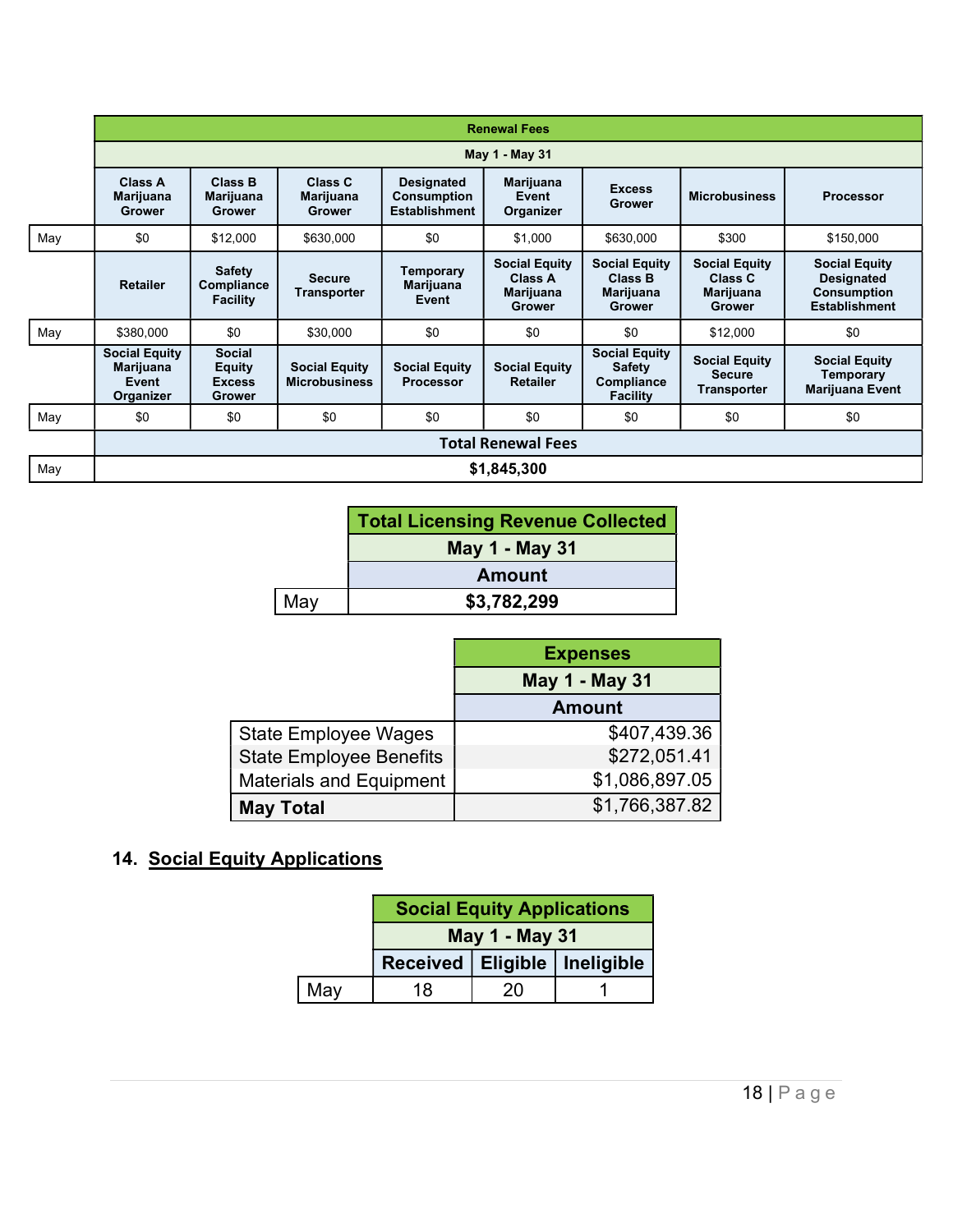| | Renewal Fees | | | | | | | |
|---|---|---|---|---|---|---|---|---|
| | May 1 - May 31 | | | | | | | |
| | Class A Marijuana Grower | Class B Marijuana Grower | Class C Marijuana Grower | Designated Consumption Establishment | Marijuana Event Organizer | Excess Grower | Microbusiness | Processor |
| May | $0 | $12,000 | $630,000 | $0 | $1,000 | $630,000 | $300 | $150,000 |
| | Retailer | Safety Compliance Facility | Secure Transporter | Temporary Marijuana Event | Social Equity Class A Marijuana Grower | Social Equity Class B Marijuana Grower | Social Equity Class C Marijuana Grower | Social Equity Designated Consumption Establishment |
| May | $380,000 | $0 | $30,000 | $0 | $0 | $0 | $12,000 | $0 |
| | Social Equity Marijuana Event Organizer | Social Equity Excess Grower | Social Equity Microbusiness | Social Equity Processor | Social Equity Retailer | Social Equity Safety Compliance Facility | Social Equity Secure Transporter | Social Equity Temporary Marijuana Event |
| May | $0 | $0 | $0 | $0 | $0 | $0 | $0 | $0 |
| | Total Renewal Fees | | | | | | | |
| May | $1,845,300 | | | | | | | |

| | Total Licensing Revenue Collected |
|---|---|
| | May 1 - May 31 |
| | Amount |
| May | $3,782,299 |

| | Expenses |
|---|---|
| | May 1 - May 31 |
| | Amount |
| State Employee Wages | $407,439.36 |
| State Employee Benefits | $272,051.41 |
| Materials and Equipment | $1,086,897.05 |
| **May Total** | $1,766,387.82 |

### 14. Social Equity Applications

| | Social Equity Applications | | |
|---|---|---|---|
| | May 1 - May 31 | | |
| | Received | Eligible | Ineligible |
| May | 18 | 20 | 1 |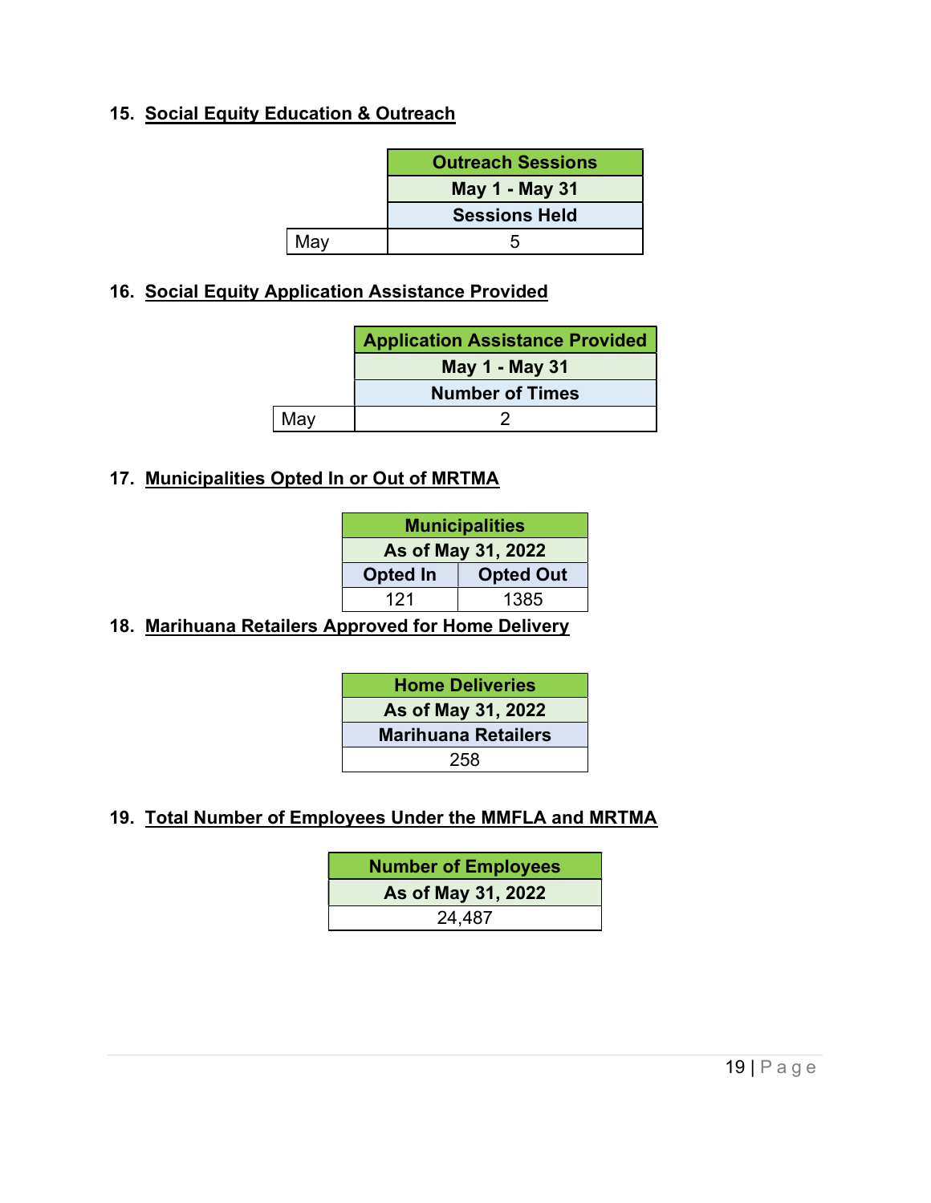## 15. Social Equity Education & Outreach

| | Outreach Sessions |
|---|---|
| | May 1 - May 31 |
| | Sessions Held |
| May | 5 |

## 16. Social Equity Application Assistance Provided

| | Application Assistance Provided |
|---|---|
| | May 1 - May 31 |
| | Number of Times |
| May | 2 |

## 17. Municipalities Opted In or Out of MRTMA

| Municipalities | |
|---|---|
| As of May 31, 2022 | |
| Opted In | Opted Out |
| 121 | 1385 |

## 18. Marihuana Retailers Approved for Home Delivery

| Home Deliveries |
|---|
| As of May 31, 2022 |
| Marihuana Retailers |
| 258 |

## 19. Total Number of Employees Under the MMFLA and MRTMA

| Number of Employees |
|---|
| As of May 31, 2022 |
| 24,487 |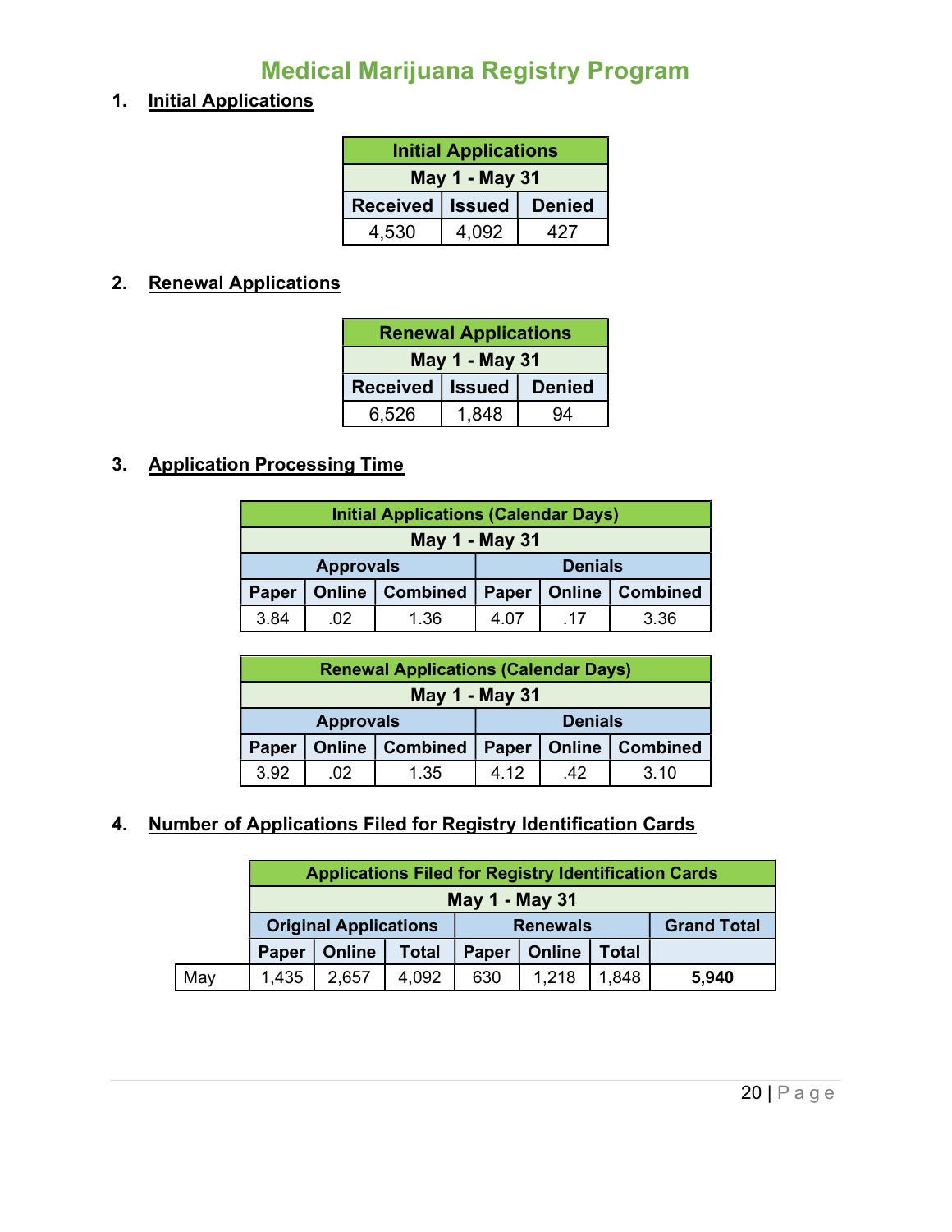# Medical Marijuana Registry Program

## 1. Initial Applications

| Initial Applications | | |
|---|---|---|
| May 1 - May 31 | | |
| Received | Issued | Denied |
| 4,530 | 4,092 | 427 |

## 2. Renewal Applications

| Renewal Applications | | |
|---|---|---|
| May 1 - May 31 | | |
| Received | Issued | Denied |
| 6,526 | 1,848 | 94 |

## 3. Application Processing Time

| Initial Applications (Calendar Days) | | | | | |
|---|---|---|---|---|---|
| May 1 - May 31 | | | | | |
| Approvals | | | Denials | | |
| Paper | Online | Combined | Paper | Online | Combined |
| 3.84 | .02 | 1.36 | 4.07 | .17 | 3.36 |

| Renewal Applications (Calendar Days) | | | | | |
|---|---|---|---|---|---|
| May 1 - May 31 | | | | | |
| Approvals | | | Denials | | |
| Paper | Online | Combined | Paper | Online | Combined |
| 3.92 | .02 | 1.35 | 4.12 | .42 | 3.10 |

## 4. Number of Applications Filed for Registry Identification Cards

| | Applications Filed for Registry Identification Cards | | | | | | |
|---|---|---|---|---|---|---|---|
| | May 1 - May 31 | | | | | | |
| | Original Applications | | | Renewals | | | Grand Total |
| | Paper | Online | Total | Paper | Online | Total | |
| May | 1,435 | 2,657 | 4,092 | 630 | 1,218 | 1,848 | **5,940** |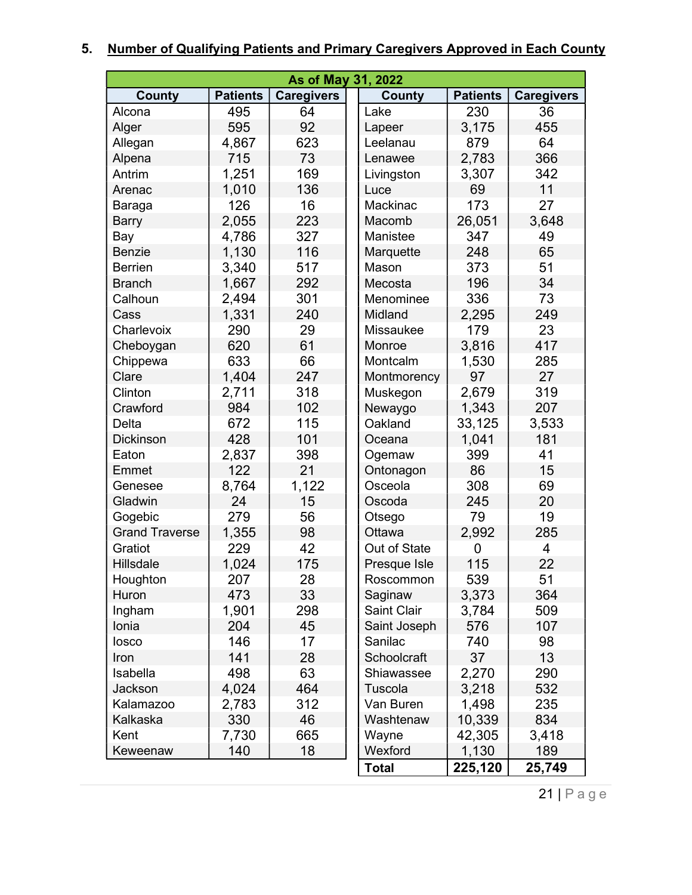## 5. Number of Qualifying Patients and Primary Caregivers Approved in Each County

| As of May 31, 2022 | | | | | |
|---|---|---|---|---|---|
| **County** | **Patients** | **Caregivers** | **County** | **Patients** | **Caregivers** |
| Alcona | 495 | 64 | Lake | 230 | 36 |
| Alger | 595 | 92 | Lapeer | 3,175 | 455 |
| Allegan | 4,867 | 623 | Leelanau | 879 | 64 |
| Alpena | 715 | 73 | Lenawee | 2,783 | 366 |
| Antrim | 1,251 | 169 | Livingston | 3,307 | 342 |
| Arenac | 1,010 | 136 | Luce | 69 | 11 |
| Baraga | 126 | 16 | Mackinac | 173 | 27 |
| Barry | 2,055 | 223 | Macomb | 26,051 | 3,648 |
| Bay | 4,786 | 327 | Manistee | 347 | 49 |
| Benzie | 1,130 | 116 | Marquette | 248 | 65 |
| Berrien | 3,340 | 517 | Mason | 373 | 51 |
| Branch | 1,667 | 292 | Mecosta | 196 | 34 |
| Calhoun | 2,494 | 301 | Menominee | 336 | 73 |
| Cass | 1,331 | 240 | Midland | 2,295 | 249 |
| Charlevoix | 290 | 29 | Missaukee | 179 | 23 |
| Cheboygan | 620 | 61 | Monroe | 3,816 | 417 |
| Chippewa | 633 | 66 | Montcalm | 1,530 | 285 |
| Clare | 1,404 | 247 | Montmorency | 97 | 27 |
| Clinton | 2,711 | 318 | Muskegon | 2,679 | 319 |
| Crawford | 984 | 102 | Newaygo | 1,343 | 207 |
| Delta | 672 | 115 | Oakland | 33,125 | 3,533 |
| Dickinson | 428 | 101 | Oceana | 1,041 | 181 |
| Eaton | 2,837 | 398 | Ogemaw | 399 | 41 |
| Emmet | 122 | 21 | Ontonagon | 86 | 15 |
| Genesee | 8,764 | 1,122 | Osceola | 308 | 69 |
| Gladwin | 24 | 15 | Oscoda | 245 | 20 |
| Gogebic | 279 | 56 | Otsego | 79 | 19 |
| Grand Traverse | 1,355 | 98 | Ottawa | 2,992 | 285 |
| Gratiot | 229 | 42 | Out of State | 0 | 4 |
| Hillsdale | 1,024 | 175 | Presque Isle | 115 | 22 |
| Houghton | 207 | 28 | Roscommon | 539 | 51 |
| Huron | 473 | 33 | Saginaw | 3,373 | 364 |
| Ingham | 1,901 | 298 | Saint Clair | 3,784 | 509 |
| Ionia | 204 | 45 | Saint Joseph | 576 | 107 |
| Iosco | 146 | 17 | Sanilac | 740 | 98 |
| Iron | 141 | 28 | Schoolcraft | 37 | 13 |
| Isabella | 498 | 63 | Shiawassee | 2,270 | 290 |
| Jackson | 4,024 | 464 | Tuscola | 3,218 | 532 |
| Kalamazoo | 2,783 | 312 | Van Buren | 1,498 | 235 |
| Kalkaska | 330 | 46 | Washtenaw | 10,339 | 834 |
| Kent | 7,730 | 665 | Wayne | 42,305 | 3,418 |
| Keweenaw | 140 | 18 | Wexford | 1,130 | 189 |
| | | | **Total** | **225,120** | **25,749** |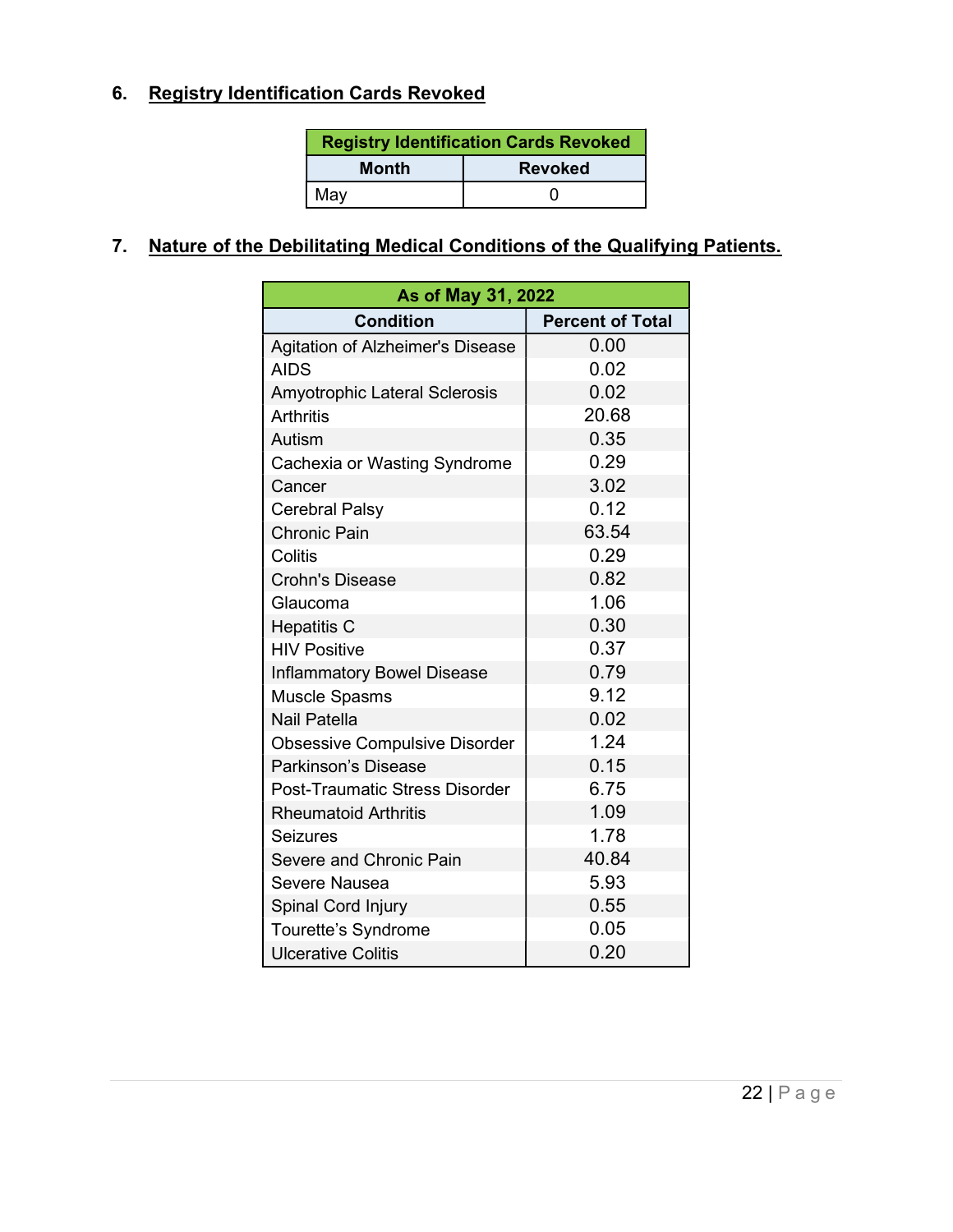## 6. Registry Identification Cards Revoked

| Registry Identification Cards Revoked | |
|---|---|
| **Month** | **Revoked** |
| May | 0 |

## 7. Nature of the Debilitating Medical Conditions of the Qualifying Patients.

| As of May 31, 2022 | |
|---|---|
| **Condition** | **Percent of Total** |
| Agitation of Alzheimer's Disease | 0.00 |
| AIDS | 0.02 |
| Amyotrophic Lateral Sclerosis | 0.02 |
| Arthritis | 20.68 |
| Autism | 0.35 |
| Cachexia or Wasting Syndrome | 0.29 |
| Cancer | 3.02 |
| Cerebral Palsy | 0.12 |
| Chronic Pain | 63.54 |
| Colitis | 0.29 |
| Crohn's Disease | 0.82 |
| Glaucoma | 1.06 |
| Hepatitis C | 0.30 |
| HIV Positive | 0.37 |
| Inflammatory Bowel Disease | 0.79 |
| Muscle Spasms | 9.12 |
| Nail Patella | 0.02 |
| Obsessive Compulsive Disorder | 1.24 |
| Parkinson's Disease | 0.15 |
| Post-Traumatic Stress Disorder | 6.75 |
| Rheumatoid Arthritis | 1.09 |
| Seizures | 1.78 |
| Severe and Chronic Pain | 40.84 |
| Severe Nausea | 5.93 |
| Spinal Cord Injury | 0.55 |
| Tourette's Syndrome | 0.05 |
| Ulcerative Colitis | 0.20 |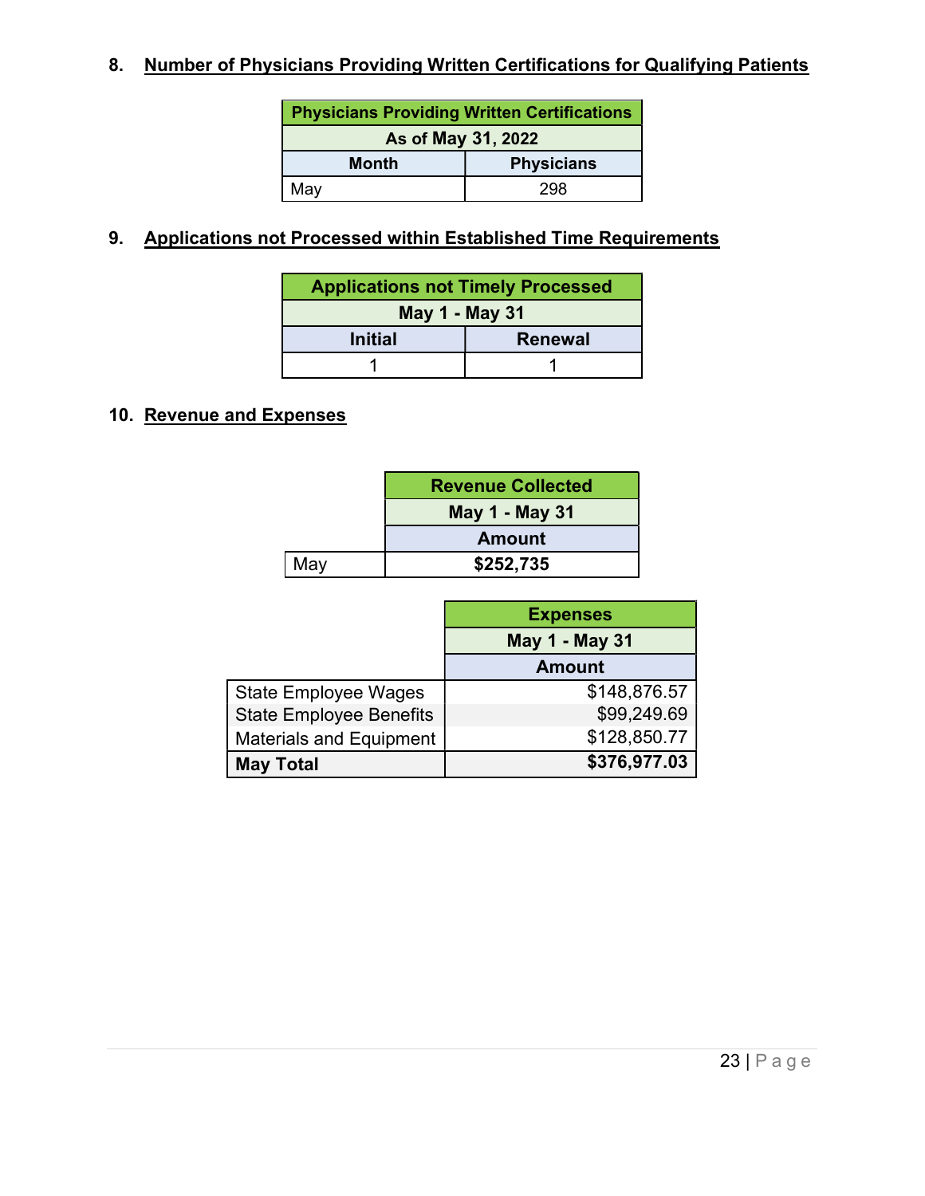## 8. Number of Physicians Providing Written Certifications for Qualifying Patients

| Physicians Providing Written Certifications | |
|---|---|
| As of May 31, 2022 | |
| Month | Physicians |
| May | 298 |

## 9. Applications not Processed within Established Time Requirements

| Applications not Timely Processed | |
|---|---|
| May 1 - May 31 | |
| Initial | Renewal |
| 1 | 1 |

## 10. Revenue and Expenses

| | Revenue Collected |
|---|---|
| | May 1 - May 31 |
| | Amount |
| May | **$252,735** |

| | Expenses |
|---|---|
| | May 1 - May 31 |
| | Amount |
| State Employee Wages | $148,876.57 |
| State Employee Benefits | $99,249.69 |
| Materials and Equipment | $128,850.77 |
| **May Total** | **$376,977.03** |